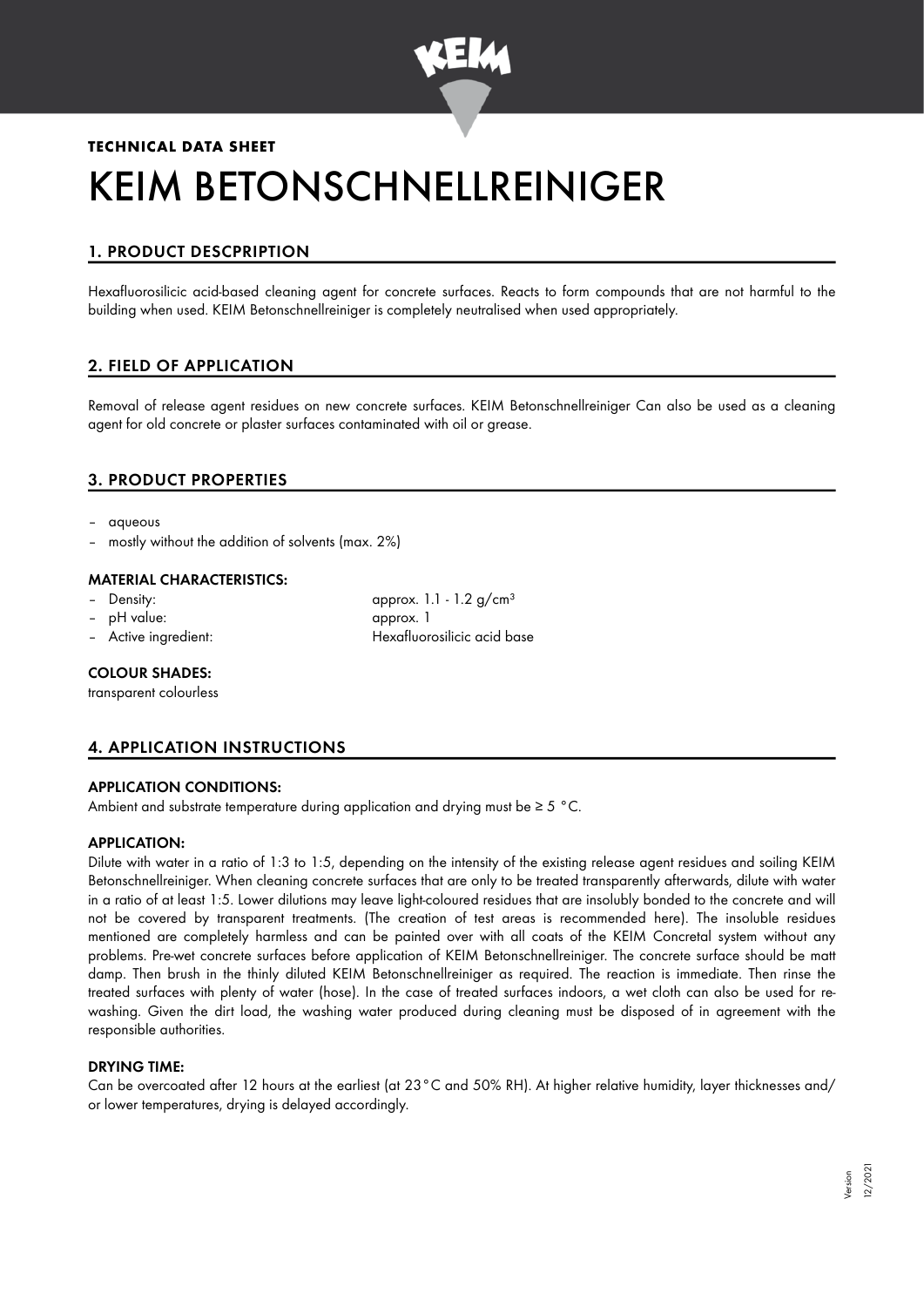**TECHNICAL DATA SHEET**

# KEIM BETONSCHNELLREINIGER

## 1. PRODUCT DESCPRIPTION

Hexafluorosilicic acid-based cleaning agent for concrete surfaces. Reacts to form compounds that are not harmful to the building when used. KEIM Betonschnellreiniger is completely neutralised when used appropriately.

## 2. FIELD OF APPLICATION

Removal of release agent residues on new concrete surfaces. KEIM Betonschnellreiniger Can also be used as a cleaning agent for old concrete or plaster surfaces contaminated with oil or grease.

## 3. PRODUCT PROPERTIES

- aqueous
- mostly without the addition of solvents (max. 2%)

### MATERIAL CHARACTERISTICS:

- Density: approx. 1.1 - 1.2 g/cm³
- pH value: approx. 1
- Active ingredient: Hexafluorosilicic acid base

### COLOUR SHADES:

transparent colourless

## 4. APPLICATION INSTRUCTIONS

### APPLICATION CONDITIONS:

Ambient and substrate temperature during application and drying must be ≥ 5 °C.

### APPLICATION:

Dilute with water in a ratio of 1:3 to 1:5, depending on the intensity of the existing release agent residues and soiling KEIM Betonschnellreiniger. When cleaning concrete surfaces that are only to be treated transparently afterwards, dilute with water in a ratio of at least 1:5. Lower dilutions may leave light-coloured residues that are insolubly bonded to the concrete and will not be covered by transparent treatments. (The creation of test areas is recommended here). The insoluble residues mentioned are completely harmless and can be painted over with all coats of the KEIM Concretal system without any problems. Pre-wet concrete surfaces before application of KEIM Betonschnellreiniger. The concrete surface should be matt damp. Then brush in the thinly diluted KEIM Betonschnellreiniger as required. The reaction is immediate. Then rinse the treated surfaces with plenty of water (hose). In the case of treated surfaces indoors, a wet cloth can also be used for re-washing. Given the dirt load, the washing water produced during cleaning must be disposed of in agreement with the responsible authorities.

### DRYING TIME:

Can be overcoated after 12 hours at the earliest (at 23 °C and 50% RH). At higher relative humidity, layer thicknesses and/or lower temperatures, drying is delayed accordingly.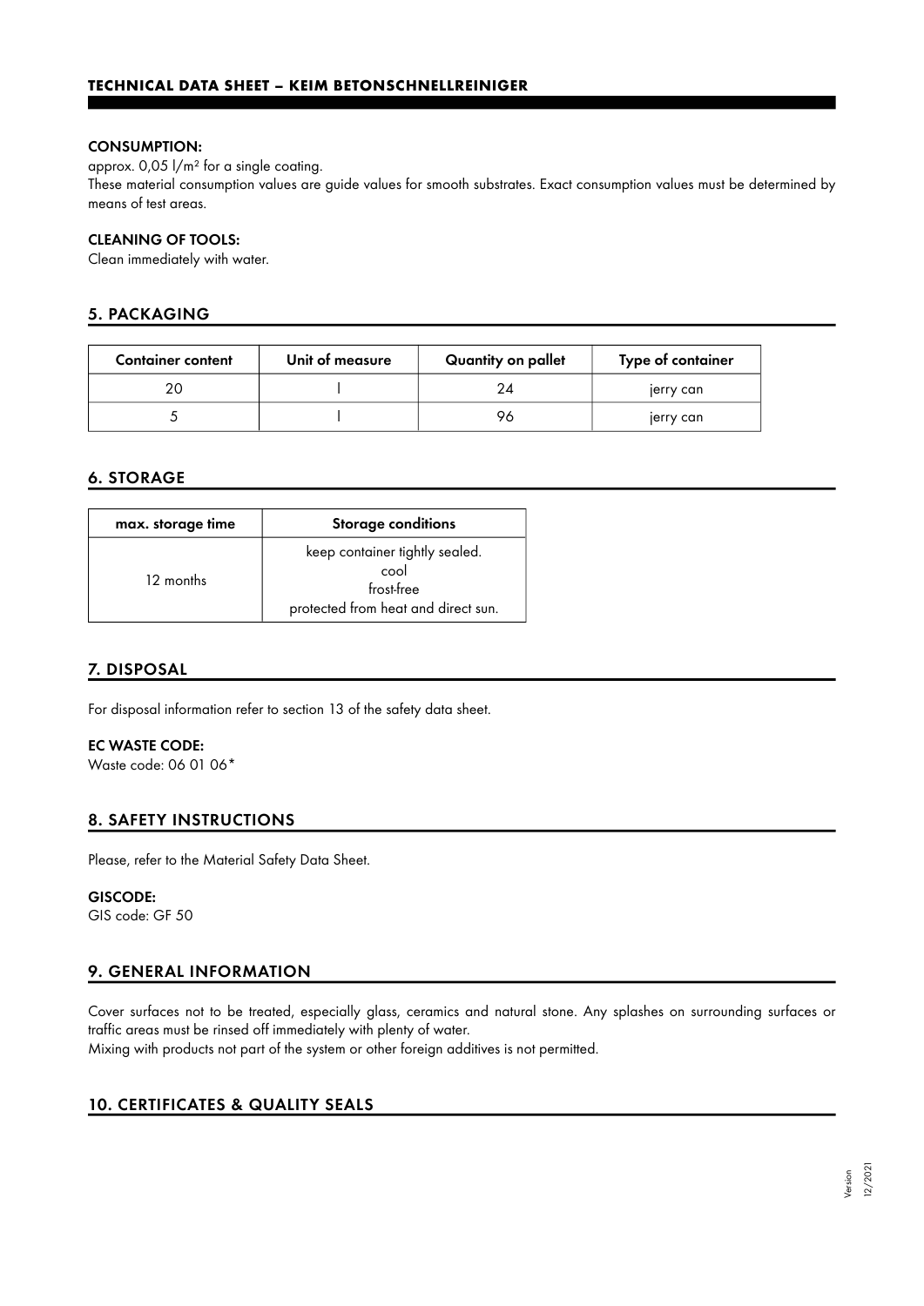**CONSUMPTION:**

approx. 0,05 l/m² for a single coating.

These material consumption values are guide values for smooth substrates. Exact consumption values must be determined by means of test areas.

**CLEANING OF TOOLS:**

Clean immediately with water.

## 5. PACKAGING

| Container content | Unit of measure | Quantity on pallet | Type of container |
|---|---|---|---|
| 20 | l | 24 | jerry can |
| 5 | l | 96 | jerry can |

## 6. STORAGE

| max. storage time | Storage conditions |
|---|---|
| 12 months | keep container tightly sealed.<br>cool<br>frost-free<br>protected from heat and direct sun. |

## 7. DISPOSAL

For disposal information refer to section 13 of the safety data sheet.

**EC WASTE CODE:**

Waste code: 06 01 06*

## 8. SAFETY INSTRUCTIONS

Please, refer to the Material Safety Data Sheet.

**GISCODE:**

GIS code: GF 50

## 9. GENERAL INFORMATION

Cover surfaces not to be treated, especially glass, ceramics and natural stone. Any splashes on surrounding surfaces or traffic areas must be rinsed off immediately with plenty of water.

Mixing with products not part of the system or other foreign additives is not permitted.

## 10. CERTIFICATES & QUALITY SEALS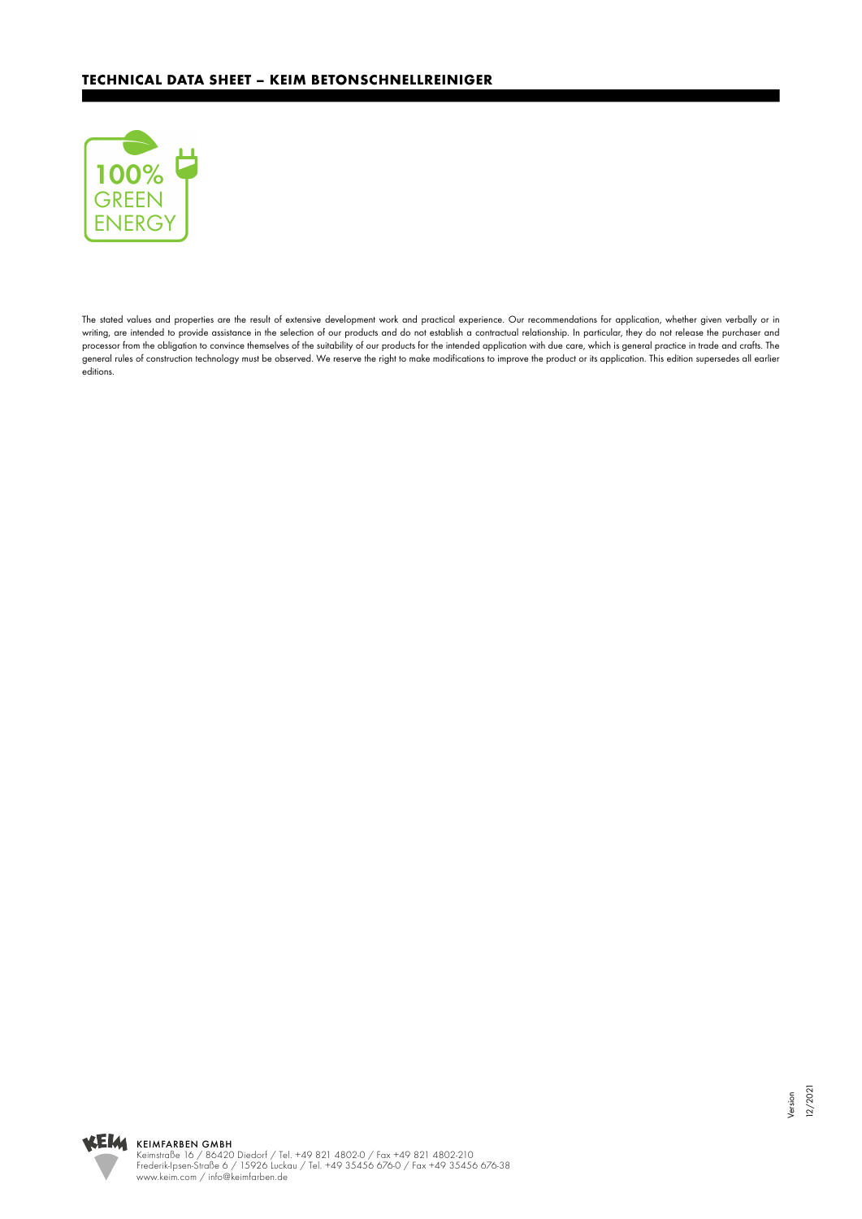100%
GREEN
ENERGY

The stated values and properties are the result of extensive development work and practical experience. Our recommendations for application, whether given verbally or in writing, are intended to provide assistance in the selection of our products and do not establish a contractual relationship. In particular, they do not release the purchaser and processor from the obligation to convince themselves of the suitability of our products for the intended application with due care, which is general practice in trade and crafts. The general rules of construction technology must be observed. We reserve the right to make modifications to improve the product or its application. This edition supersedes all earlier editions.

KEIMFARBEN GMBH
Keimstraße 16 / 86420 Diedorf / Tel. +49 821 4802-0 / Fax +49 821 4802-210
Frederik-Ipsen-Straße 6 / 15926 Luckau / Tel. +49 35456 676-0 / Fax +49 35456 676-38
www.keim.com / info@keimfarben.de

Version 12/2021